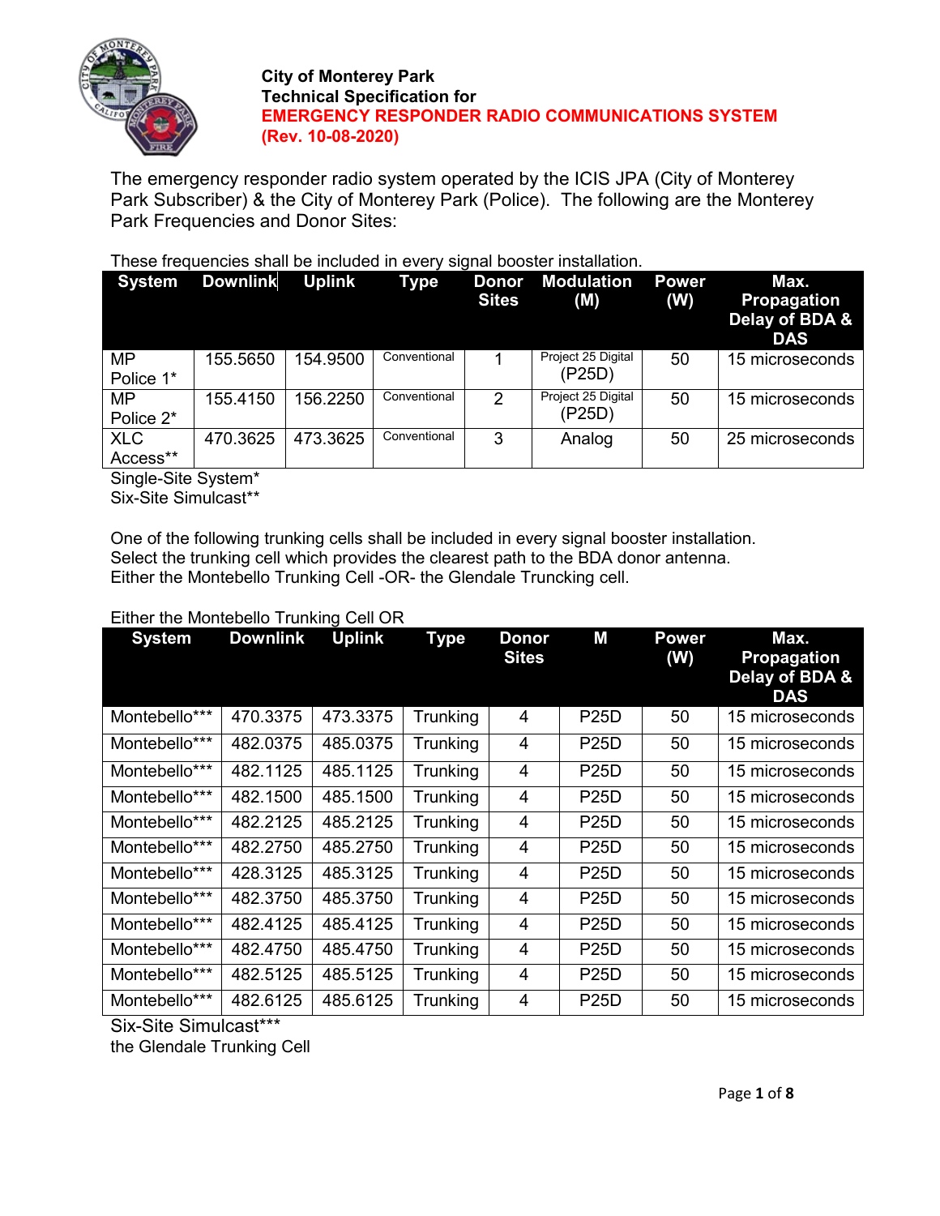**City of Monterey Park**
**Technical Specification for**
**EMERGENCY RESPONDER RADIO COMMUNICATIONS SYSTEM**
**(Rev. 10-08-2020)**

The emergency responder radio system operated by the ICIS JPA (City of Monterey Park Subscriber) & the City of Monterey Park (Police). The following are the Monterey Park Frequencies and Donor Sites:

These frequencies shall be included in every signal booster installation.

| System | Downlink | Uplink | Type | Donor Sites | Modulation (M) | Power (W) | Max. Propagation Delay of BDA & DAS |
|---|---|---|---|---|---|---|---|
| MP Police 1* | 155.5650 | 154.9500 | Conventional | 1 | Project 25 Digital (P25D) | 50 | 15 microseconds |
| MP Police 2* | 155.4150 | 156.2250 | Conventional | 2 | Project 25 Digital (P25D) | 50 | 15 microseconds |
| XLC Access** | 470.3625 | 473.3625 | Conventional | 3 | Analog | 50 | 25 microseconds |

Single-Site System*
Six-Site Simulcast**

One of the following trunking cells shall be included in every signal booster installation.
Select the trunking cell which provides the clearest path to the BDA donor antenna.
Either the Montebello Trunking Cell -OR- the Glendale Truncking cell.

Either the Montebello Trunking Cell OR

| System | Downlink | Uplink | Type | Donor Sites | M | Power (W) | Max. Propagation Delay of BDA & DAS |
|---|---|---|---|---|---|---|---|
| Montebello*** | 470.3375 | 473.3375 | Trunking | 4 | P25D | 50 | 15 microseconds |
| Montebello*** | 482.0375 | 485.0375 | Trunking | 4 | P25D | 50 | 15 microseconds |
| Montebello*** | 482.1125 | 485.1125 | Trunking | 4 | P25D | 50 | 15 microseconds |
| Montebello*** | 482.1500 | 485.1500 | Trunking | 4 | P25D | 50 | 15 microseconds |
| Montebello*** | 482.2125 | 485.2125 | Trunking | 4 | P25D | 50 | 15 microseconds |
| Montebello*** | 482.2750 | 485.2750 | Trunking | 4 | P25D | 50 | 15 microseconds |
| Montebello*** | 428.3125 | 485.3125 | Trunking | 4 | P25D | 50 | 15 microseconds |
| Montebello*** | 482.3750 | 485.3750 | Trunking | 4 | P25D | 50 | 15 microseconds |
| Montebello*** | 482.4125 | 485.4125 | Trunking | 4 | P25D | 50 | 15 microseconds |
| Montebello*** | 482.4750 | 485.4750 | Trunking | 4 | P25D | 50 | 15 microseconds |
| Montebello*** | 482.5125 | 485.5125 | Trunking | 4 | P25D | 50 | 15 microseconds |
| Montebello*** | 482.6125 | 485.6125 | Trunking | 4 | P25D | 50 | 15 microseconds |

Six-Site Simulcast***
the Glendale Trunking Cell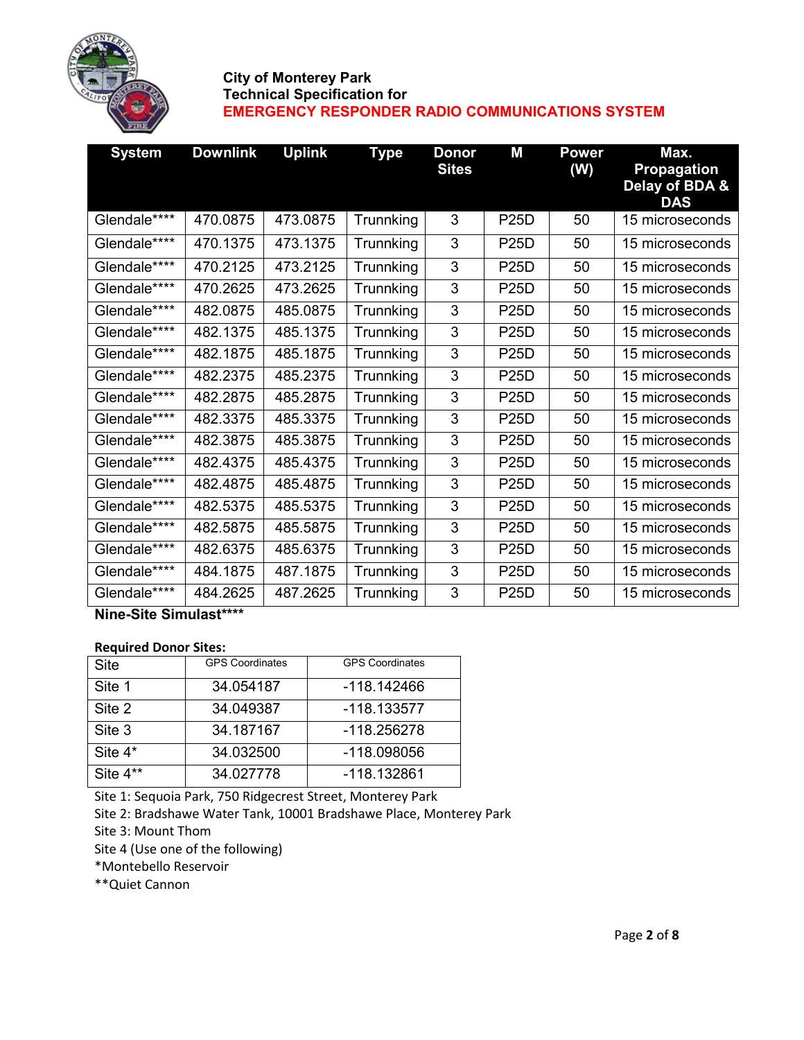**City of Monterey Park**
**Technical Specification for**
**EMERGENCY RESPONDER RADIO COMMUNICATIONS SYSTEM**

| System | Downlink | Uplink | Type | Donor Sites | M | Power (W) | Max. Propagation Delay of BDA & DAS |
|---|---|---|---|---|---|---|---|
| Glendale**** | 470.0875 | 473.0875 | Trunnking | 3 | P25D | 50 | 15 microseconds |
| Glendale**** | 470.1375 | 473.1375 | Trunnking | 3 | P25D | 50 | 15 microseconds |
| Glendale**** | 470.2125 | 473.2125 | Trunnking | 3 | P25D | 50 | 15 microseconds |
| Glendale**** | 470.2625 | 473.2625 | Trunnking | 3 | P25D | 50 | 15 microseconds |
| Glendale**** | 482.0875 | 485.0875 | Trunnking | 3 | P25D | 50 | 15 microseconds |
| Glendale**** | 482.1375 | 485.1375 | Trunnking | 3 | P25D | 50 | 15 microseconds |
| Glendale**** | 482.1875 | 485.1875 | Trunnking | 3 | P25D | 50 | 15 microseconds |
| Glendale**** | 482.2375 | 485.2375 | Trunnking | 3 | P25D | 50 | 15 microseconds |
| Glendale**** | 482.2875 | 485.2875 | Trunnking | 3 | P25D | 50 | 15 microseconds |
| Glendale**** | 482.3375 | 485.3375 | Trunnking | 3 | P25D | 50 | 15 microseconds |
| Glendale**** | 482.3875 | 485.3875 | Trunnking | 3 | P25D | 50 | 15 microseconds |
| Glendale**** | 482.4375 | 485.4375 | Trunnking | 3 | P25D | 50 | 15 microseconds |
| Glendale**** | 482.4875 | 485.4875 | Trunnking | 3 | P25D | 50 | 15 microseconds |
| Glendale**** | 482.5375 | 485.5375 | Trunnking | 3 | P25D | 50 | 15 microseconds |
| Glendale**** | 482.5875 | 485.5875 | Trunnking | 3 | P25D | 50 | 15 microseconds |
| Glendale**** | 482.6375 | 485.6375 | Trunnking | 3 | P25D | 50 | 15 microseconds |
| Glendale**** | 484.1875 | 487.1875 | Trunnking | 3 | P25D | 50 | 15 microseconds |
| Glendale**** | 484.2625 | 487.2625 | Trunnking | 3 | P25D | 50 | 15 microseconds |

**Nine-Site Simulast****

**Required Donor Sites:**

| Site | GPS Coordinates | GPS Coordinates |
|---|---|---|
| Site 1 | 34.054187 | -118.142466 |
| Site 2 | 34.049387 | -118.133577 |
| Site 3 | 34.187167 | -118.256278 |
| Site 4* | 34.032500 | -118.098056 |
| Site 4** | 34.027778 | -118.132861 |

Site 1: Sequoia Park, 750 Ridgecrest Street, Monterey Park
Site 2: Bradshawe Water Tank, 10001 Bradshawe Place, Monterey Park
Site 3: Mount Thom
Site 4 (Use one of the following)
*Montebello Reservoir
**Quiet Cannon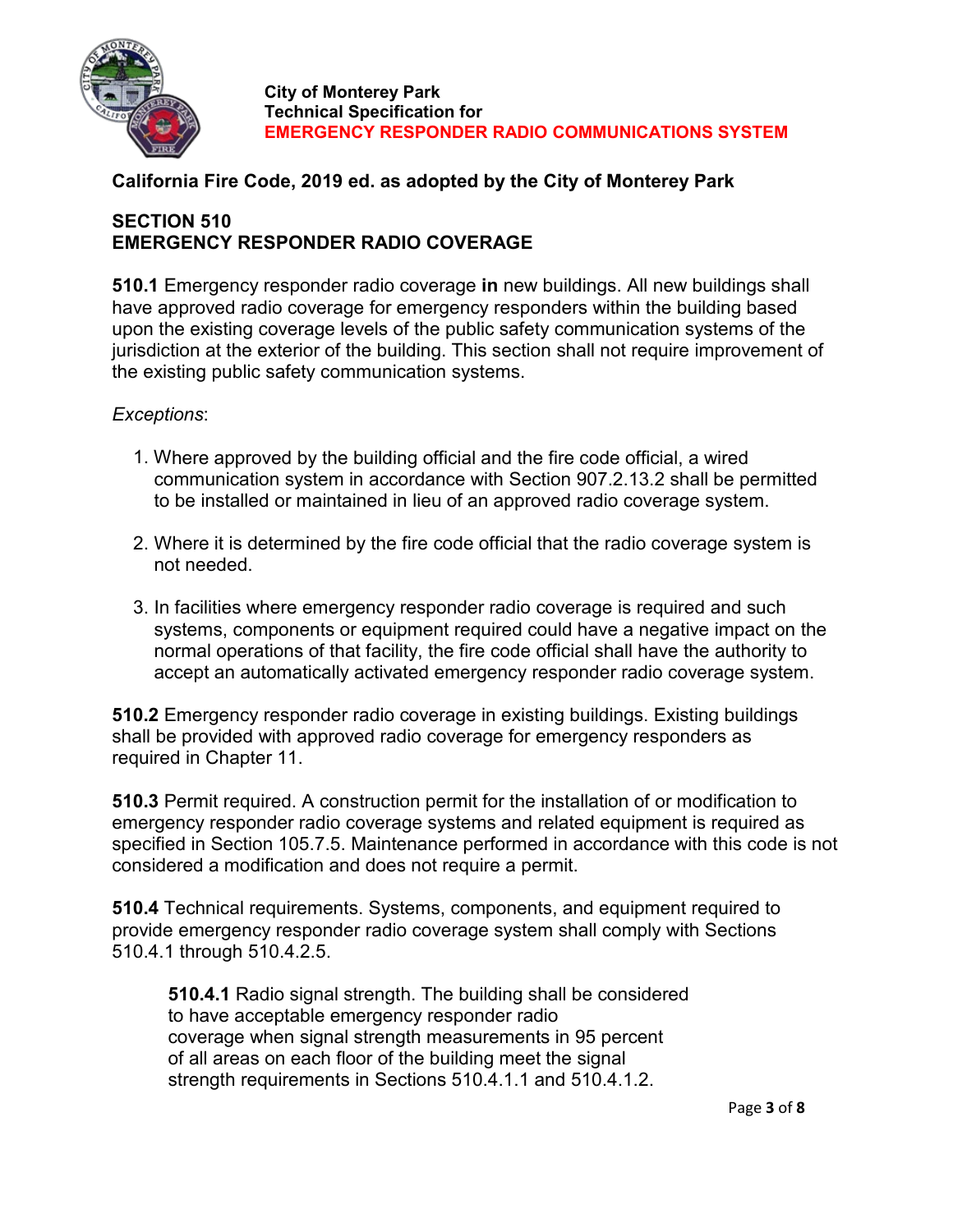**City of Monterey Park**
**Technical Specification for**
**EMERGENCY RESPONDER RADIO COMMUNICATIONS SYSTEM**

**California Fire Code, 2019 ed. as adopted by the City of Monterey Park**

## SECTION 510
## EMERGENCY RESPONDER RADIO COVERAGE

**510.1** Emergency responder radio coverage **in** new buildings. All new buildings shall have approved radio coverage for emergency responders within the building based upon the existing coverage levels of the public safety communication systems of the jurisdiction at the exterior of the building. This section shall not require improvement of the existing public safety communication systems.

*Exceptions*:

1. Where approved by the building official and the fire code official, a wired communication system in accordance with Section 907.2.13.2 shall be permitted to be installed or maintained in lieu of an approved radio coverage system.

2. Where it is determined by the fire code official that the radio coverage system is not needed.

3. In facilities where emergency responder radio coverage is required and such systems, components or equipment required could have a negative impact on the normal operations of that facility, the fire code official shall have the authority to accept an automatically activated emergency responder radio coverage system.

**510.2** Emergency responder radio coverage in existing buildings. Existing buildings shall be provided with approved radio coverage for emergency responders as required in Chapter 11.

**510.3** Permit required. A construction permit for the installation of or modification to emergency responder radio coverage systems and related equipment is required as specified in Section 105.7.5. Maintenance performed in accordance with this code is not considered a modification and does not require a permit.

**510.4** Technical requirements. Systems, components, and equipment required to provide emergency responder radio coverage system shall comply with Sections 510.4.1 through 510.4.2.5.

> **510.4.1** Radio signal strength. The building shall be considered to have acceptable emergency responder radio coverage when signal strength measurements in 95 percent of all areas on each floor of the building meet the signal strength requirements in Sections 510.4.1.1 and 510.4.1.2.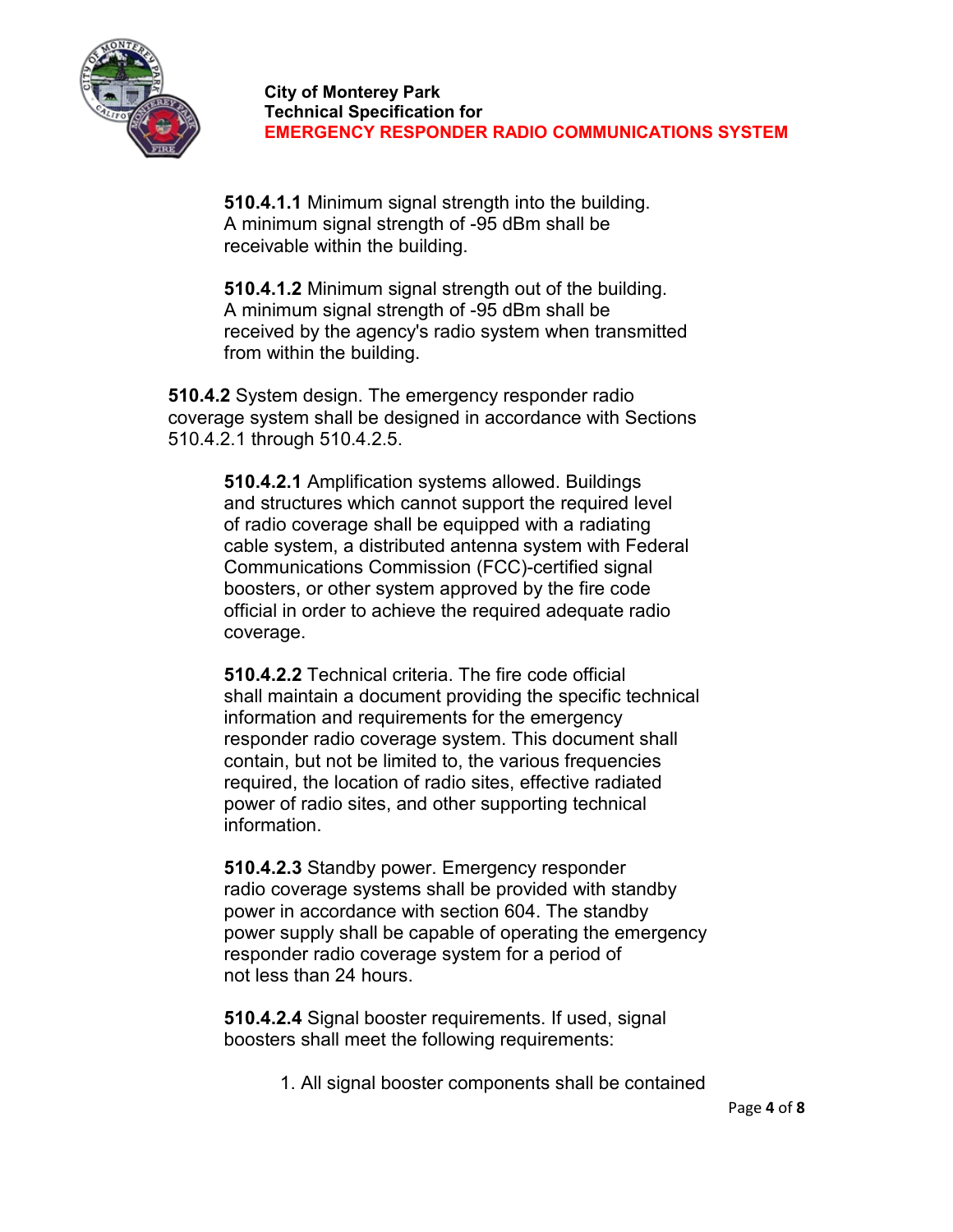**510.4.1.1** Minimum signal strength into the building. A minimum signal strength of -95 dBm shall be receivable within the building.

**510.4.1.2** Minimum signal strength out of the building. A minimum signal strength of -95 dBm shall be received by the agency's radio system when transmitted from within the building.

**510.4.2** System design. The emergency responder radio coverage system shall be designed in accordance with Sections 510.4.2.1 through 510.4.2.5.

**510.4.2.1** Amplification systems allowed. Buildings and structures which cannot support the required level of radio coverage shall be equipped with a radiating cable system, a distributed antenna system with Federal Communications Commission (FCC)-certified signal boosters, or other system approved by the fire code official in order to achieve the required adequate radio coverage.

**510.4.2.2** Technical criteria. The fire code official shall maintain a document providing the specific technical information and requirements for the emergency responder radio coverage system. This document shall contain, but not be limited to, the various frequencies required, the location of radio sites, effective radiated power of radio sites, and other supporting technical information.

**510.4.2.3** Standby power. Emergency responder radio coverage systems shall be provided with standby power in accordance with section 604. The standby power supply shall be capable of operating the emergency responder radio coverage system for a period of not less than 24 hours.

**510.4.2.4** Signal booster requirements. If used, signal boosters shall meet the following requirements:

1. All signal booster components shall be contained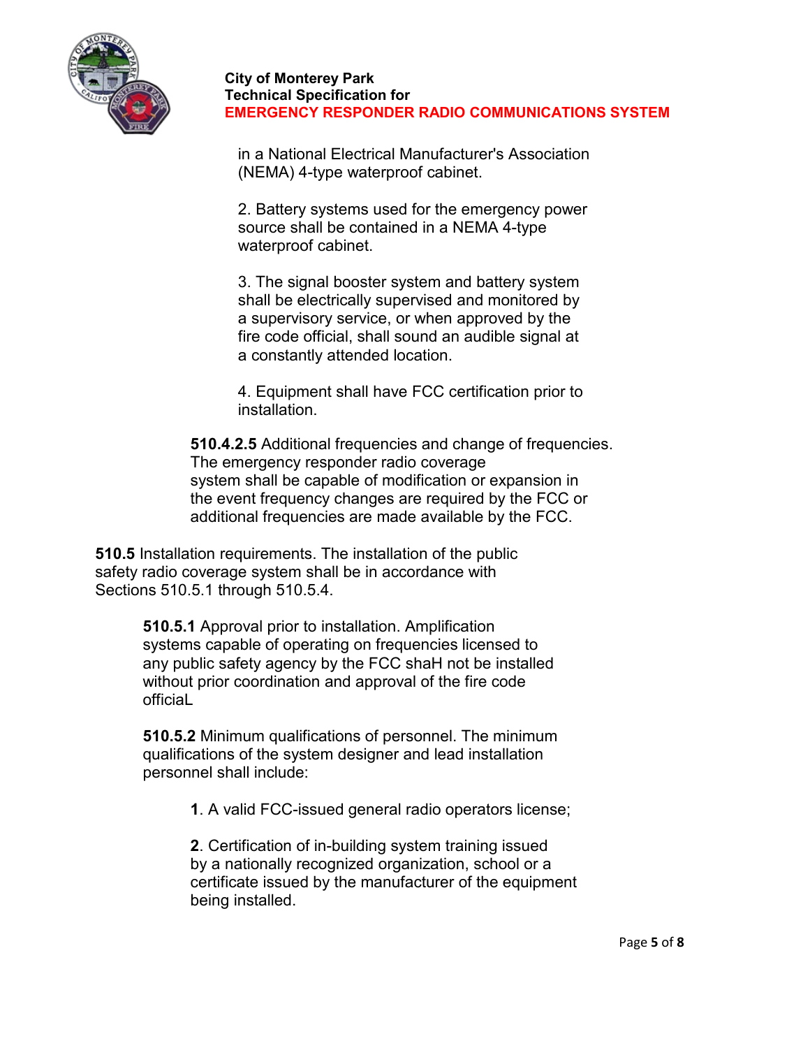in a National Electrical Manufacturer's Association (NEMA) 4-type waterproof cabinet.

2. Battery systems used for the emergency power source shall be contained in a NEMA 4-type waterproof cabinet.

3. The signal booster system and battery system shall be electrically supervised and monitored by a supervisory service, or when approved by the fire code official, shall sound an audible signal at a constantly attended location.

4. Equipment shall have FCC certification prior to installation.

**510.4.2.5** Additional frequencies and change of frequencies. The emergency responder radio coverage system shall be capable of modification or expansion in the event frequency changes are required by the FCC or additional frequencies are made available by the FCC.

**510.5** Installation requirements. The installation of the public safety radio coverage system shall be in accordance with Sections 510.5.1 through 510.5.4.

**510.5.1** Approval prior to installation. Amplification systems capable of operating on frequencies licensed to any public safety agency by the FCC shaH not be installed without prior coordination and approval of the fire code officiaL

**510.5.2** Minimum qualifications of personnel. The minimum qualifications of the system designer and lead installation personnel shall include:

**1**. A valid FCC-issued general radio operators license;

**2**. Certification of in-building system training issued by a nationally recognized organization, school or a certificate issued by the manufacturer of the equipment being installed.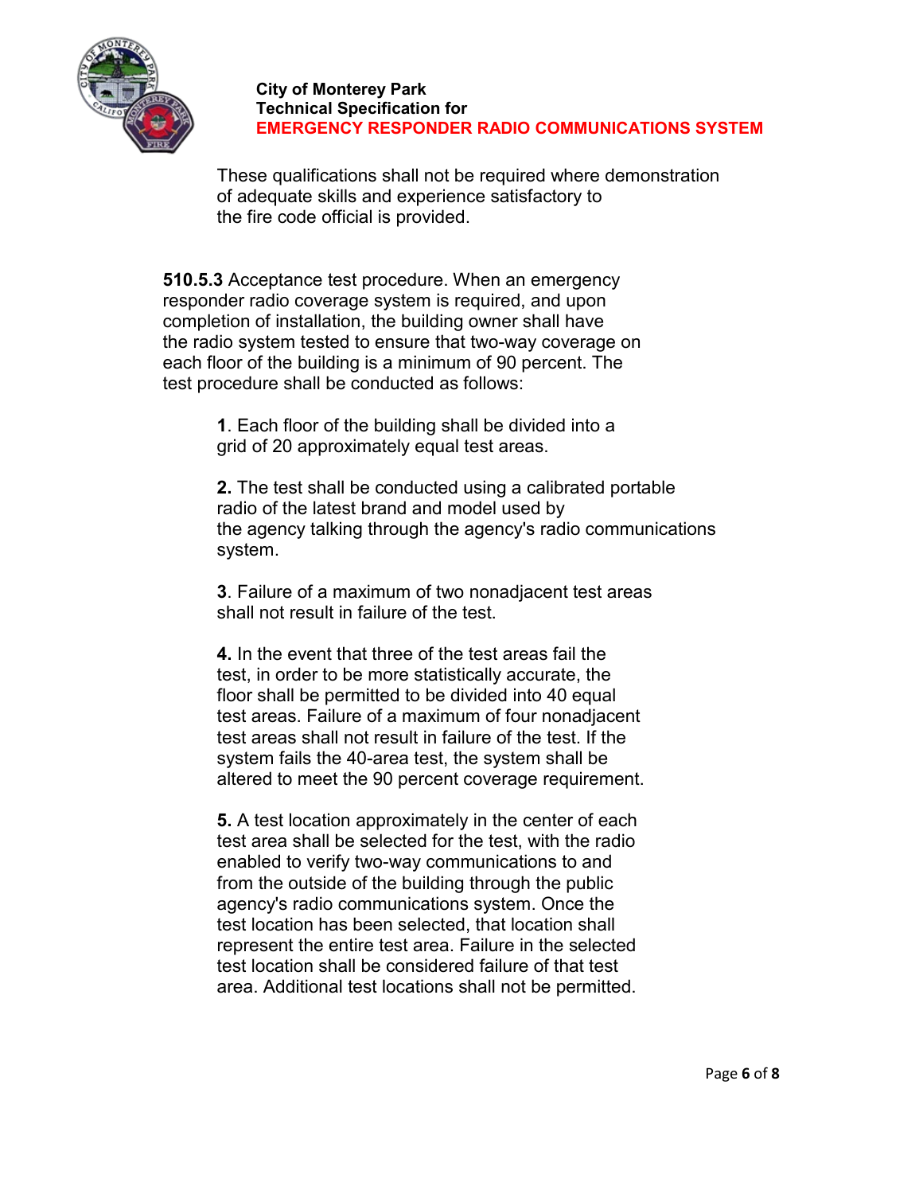These qualifications shall not be required where demonstration of adequate skills and experience satisfactory to the fire code official is provided.

**510.5.3** Acceptance test procedure. When an emergency responder radio coverage system is required, and upon completion of installation, the building owner shall have the radio system tested to ensure that two-way coverage on each floor of the building is a minimum of 90 percent. The test procedure shall be conducted as follows:

**1**. Each floor of the building shall be divided into a grid of 20 approximately equal test areas.

**2.** The test shall be conducted using a calibrated portable radio of the latest brand and model used by the agency talking through the agency's radio communications system.

**3**. Failure of a maximum of two nonadjacent test areas shall not result in failure of the test.

**4.** In the event that three of the test areas fail the test, in order to be more statistically accurate, the floor shall be permitted to be divided into 40 equal test areas. Failure of a maximum of four nonadjacent test areas shall not result in failure of the test. If the system fails the 40-area test, the system shall be altered to meet the 90 percent coverage requirement.

**5.** A test location approximately in the center of each test area shall be selected for the test, with the radio enabled to verify two-way communications to and from the outside of the building through the public agency's radio communications system. Once the test location has been selected, that location shall represent the entire test area. Failure in the selected test location shall be considered failure of that test area. Additional test locations shall not be permitted.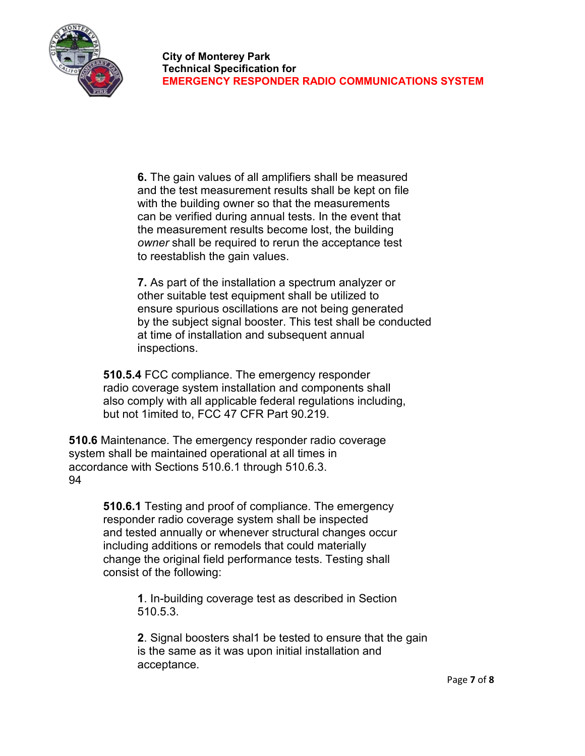**6.** The gain values of all amplifiers shall be measured and the test measurement results shall be kept on file with the building owner so that the measurements can be verified during annual tests. In the event that the measurement results become lost, the building *owner* shall be required to rerun the acceptance test to reestablish the gain values.

**7.** As part of the installation a spectrum analyzer or other suitable test equipment shall be utilized to ensure spurious oscillations are not being generated by the subject signal booster. This test shall be conducted at time of installation and subsequent annual inspections.

**510.5.4** FCC compliance. The emergency responder radio coverage system installation and components shall also comply with all applicable federal regulations including, but not 1imited to, FCC 47 CFR Part 90.219.

**510.6** Maintenance. The emergency responder radio coverage system shall be maintained operational at all times in accordance with Sections 510.6.1 through 510.6.3.
94

**510.6.1** Testing and proof of compliance. The emergency responder radio coverage system shall be inspected and tested annually or whenever structural changes occur including additions or remodels that could materially change the original field performance tests. Testing shall consist of the following:

**1**. In-building coverage test as described in Section 510.5.3.

**2**. Signal boosters shal1 be tested to ensure that the gain is the same as it was upon initial installation and acceptance.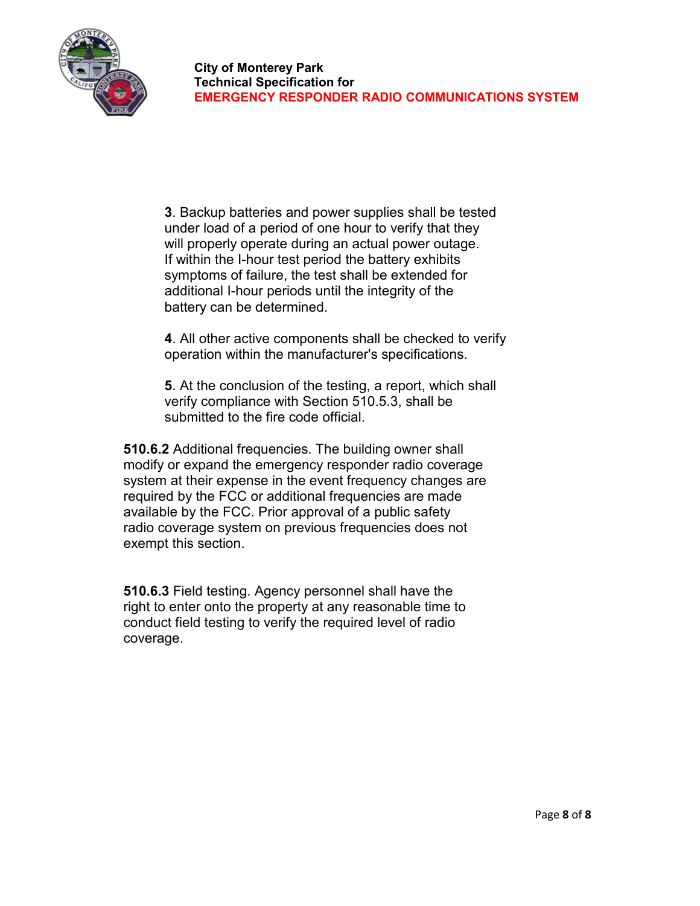**3**. Backup batteries and power supplies shall be tested under load of a period of one hour to verify that they will properly operate during an actual power outage. If within the I-hour test period the battery exhibits symptoms of failure, the test shall be extended for additional I-hour periods until the integrity of the battery can be determined.

**4**. All other active components shall be checked to verify operation within the manufacturer's specifications.

**5**. At the conclusion of the testing, a report, which shall verify compliance with Section 510.5.3, shall be submitted to the fire code official.

**510.6.2** Additional frequencies. The building owner shall modify or expand the emergency responder radio coverage system at their expense in the event frequency changes are required by the FCC or additional frequencies are made available by the FCC. Prior approval of a public safety radio coverage system on previous frequencies does not exempt this section.

**510.6.3** Field testing. Agency personnel shall have the right to enter onto the property at any reasonable time to conduct field testing to verify the required level of radio coverage.